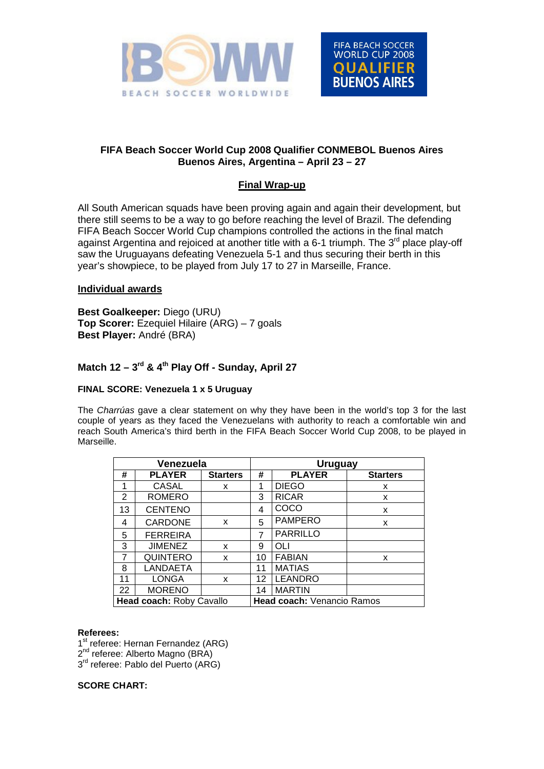BEACH SOCCER WORLDWIDE

FIFA BEACH SOCCER WORLD CUP 2008 QUALIFIER BUENOS AIRES

**FIFA Beach Soccer World Cup 2008 Qualifier CONMEBOL Buenos Aires**
**Buenos Aires, Argentina – April 23 – 27**

## Final Wrap-up

All South American squads have been proving again and again their development, but there still seems to be a way to go before reaching the level of Brazil. The defending FIFA Beach Soccer World Cup champions controlled the actions in the final match against Argentina and rejoiced at another title with a 6-1 triumph. The 3rd place play-off saw the Uruguayans defeating Venezuela 5-1 and thus securing their berth in this year's showpiece, to be played from July 17 to 27 in Marseille, France.

### Individual awards

**Best Goalkeeper:** Diego (URU)
**Top Scorer:** Ezequiel Hilaire (ARG) – 7 goals
**Best Player:** André (BRA)

### Match 12 – 3rd & 4th Play Off - Sunday, April 27

**FINAL SCORE: Venezuela 1 x 5 Uruguay**

The *Charrúas* gave a clear statement on why they have been in the world's top 3 for the last couple of years as they faced the Venezuelans with authority to reach a comfortable win and reach South America's third berth in the FIFA Beach Soccer World Cup 2008, to be played in Marseille.

| Venezuela | | | Uruguay | | |
|---|---|---|---|---|---|
| # | PLAYER | Starters | # | PLAYER | Starters |
| 1 | CASAL | x | 1 | DIEGO | x |
| 2 | ROMERO | | 3 | RICAR | x |
| 13 | CENTENO | | 4 | COCO | x |
| 4 | CARDONE | x | 5 | PAMPERO | x |
| 5 | FERREIRA | | 7 | PARRILLO | |
| 3 | JIMENEZ | x | 9 | OLI | |
| 7 | QUINTERO | x | 10 | FABIAN | x |
| 8 | LANDAETA | | 11 | MATIAS | |
| 11 | LONGA | x | 12 | LEANDRO | |
| 22 | MORENO | | 14 | MARTIN | |
| **Head coach:** Roby Cavallo | | | **Head coach:** Venancio Ramos | | |

**Referees:**
1st referee: Hernan Fernandez (ARG)
2nd referee: Alberto Magno (BRA)
3rd referee: Pablo del Puerto (ARG)

**SCORE CHART:**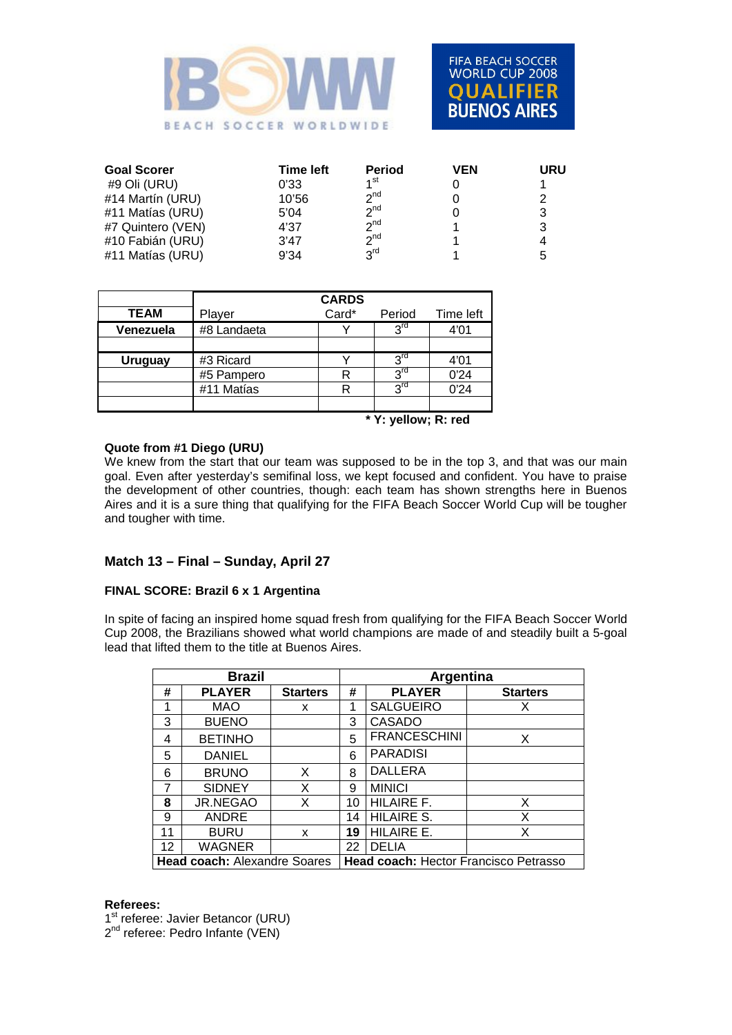| Goal Scorer | Time left | Period | VEN | URU |
|---|---|---|---|---|
| #9 Oli (URU) | 0'33 | 1st | 0 | 1 |
| #14 Martín (URU) | 10'56 | 2nd | 0 | 2 |
| #11 Matías (URU) | 5'04 | 2nd | 0 | 3 |
| #7 Quintero (VEN) | 4'37 | 2nd | 1 | 3 |
| #10 Fabián (URU) | 3'47 | 2nd | 1 | 4 |
| #11 Matías (URU) | 9'34 | 3rd | 1 | 5 |

| | CARDS | | | |
|---|---|---|---|---|
| **TEAM** | Player | Card* | Period | Time left |
| **Venezuela** | #8 Landaeta | Y | 3rd | 4'01 |
| | | | | |
| **Uruguay** | #3 Ricard | Y | 3rd | 4'01 |
| | #5 Pampero | R | 3rd | 0'24 |
| | #11 Matías | R | 3rd | 0'24 |
| | | | | |

**\* Y: yellow; R: red**

**Quote from #1 Diego (URU)**

We knew from the start that our team was supposed to be in the top 3, and that was our main goal. Even after yesterday's semifinal loss, we kept focused and confident. You have to praise the development of other countries, though: each team has shown strengths here in Buenos Aires and it is a sure thing that qualifying for the FIFA Beach Soccer World Cup will be tougher and tougher with time.

### Match 13 – Final – Sunday, April 27

**FINAL SCORE: Brazil 6 x 1 Argentina**

In spite of facing an inspired home squad fresh from qualifying for the FIFA Beach Soccer World Cup 2008, the Brazilians showed what world champions are made of and steadily built a 5-goal lead that lifted them to the title at Buenos Aires.

| Brazil | | | Argentina | | |
|---|---|---|---|---|---|
| **#** | **PLAYER** | **Starters** | **#** | **PLAYER** | **Starters** |
| 1 | MAO | x | 1 | SALGUEIRO | X |
| 3 | BUENO | | 3 | CASADO | |
| 4 | BETINHO | | 5 | FRANCESCHINI | X |
| 5 | DANIEL | | 6 | PARADISI | |
| 6 | BRUNO | X | 8 | DALLERA | |
| 7 | SIDNEY | X | 9 | MINICI | |
| **8** | JR.NEGAO | X | 10 | HILAIRE F. | X |
| 9 | ANDRE | | 14 | HILAIRE S. | X |
| 11 | BURU | x | **19** | HILAIRE E. | X |
| 12 | WAGNER | | 22 | DELIA | |
| **Head coach:** Alexandre Soares | | | **Head coach:** Hector Francisco Petrasso | | |

**Referees:**

1st referee: Javier Betancor (URU)

2nd referee: Pedro Infante (VEN)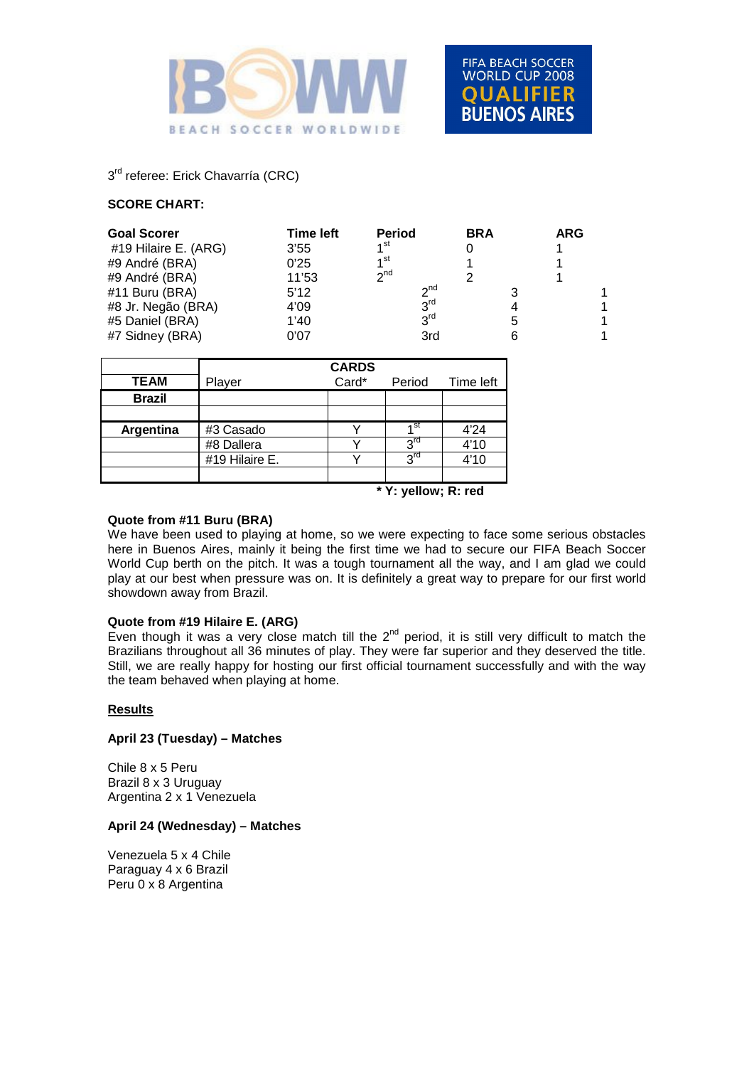3rd referee: Erick Chavarría (CRC)

**SCORE CHART:**

| Goal Scorer | Time left | Period | BRA | ARG |
|---|---|---|---|---|
| #19 Hilaire E. (ARG) | 3'55 | 1st | 0 | 1 |
| #9 André (BRA) | 0'25 | 1st | 1 | 1 |
| #9 André (BRA) | 11'53 | 2nd | 2 | 1 |
| #11 Buru (BRA) | 5'12 | 2nd | 3 | 1 |
| #8 Jr. Negão (BRA) | 4'09 | 3rd | 4 | 1 |
| #5 Daniel (BRA) | 1'40 | 3rd | 5 | 1 |
| #7 Sidney (BRA) | 0'07 | 3rd | 6 | 1 |

| | CARDS | | | |
|---|---|---|---|---|
| **TEAM** | Player | Card* | Period | Time left |
| **Brazil** | | | | |
| | | | | |
| **Argentina** | #3 Casado | Y | 1st | 4'24 |
| | #8 Dallera | Y | 3rd | 4'10 |
| | #19 Hilaire E. | Y | 3rd | 4'10 |
| | | | | |

**\* Y: yellow; R: red**

**Quote from #11 Buru (BRA)**

We have been used to playing at home, so we were expecting to face some serious obstacles here in Buenos Aires, mainly it being the first time we had to secure our FIFA Beach Soccer World Cup berth on the pitch. It was a tough tournament all the way, and I am glad we could play at our best when pressure was on. It is definitely a great way to prepare for our first world showdown away from Brazil.

**Quote from #19 Hilaire E. (ARG)**

Even though it was a very close match till the 2nd period, it is still very difficult to match the Brazilians throughout all 36 minutes of play. They were far superior and they deserved the title. Still, we are really happy for hosting our first official tournament successfully and with the way the team behaved when playing at home.

**Results**

**April 23 (Tuesday) – Matches**

Chile 8 x 5 Peru
Brazil 8 x 3 Uruguay
Argentina 2 x 1 Venezuela

**April 24 (Wednesday) – Matches**

Venezuela 5 x 4 Chile
Paraguay 4 x 6 Brazil
Peru 0 x 8 Argentina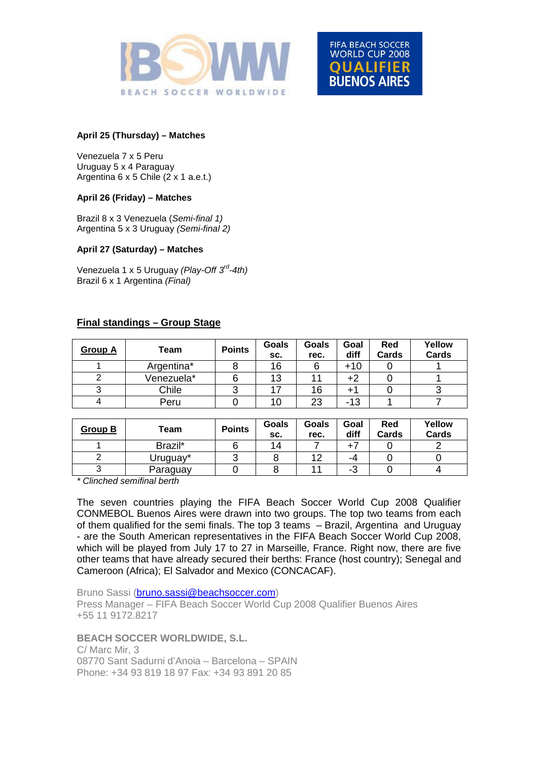FIFA BEACH SOCCER WORLD CUP 2008 QUALIFIER BUENOS AIRES

**April 25 (Thursday) – Matches**

Venezuela 7 x 5 Peru
Uruguay 5 x 4 Paraguay
Argentina 6 x 5 Chile (2 x 1 a.e.t.)

**April 26 (Friday) – Matches**

Brazil 8 x 3 Venezuela (*Semi-final 1)*
Argentina 5 x 3 Uruguay *(Semi-final 2)*

**April 27 (Saturday) – Matches**

Venezuela 1 x 5 Uruguay *(Play-Off 3rd-4th)*
Brazil 6 x 1 Argentina *(Final)*

**Final standings – Group Stage**

| Group A | Team | Points | Goals sc. | Goals rec. | Goal diff | Red Cards | Yellow Cards |
|---|---|---|---|---|---|---|---|
| 1 | Argentina* | 8 | 16 | 6 | +10 | 0 | 1 |
| 2 | Venezuela* | 6 | 13 | 11 | +2 | 0 | 1 |
| 3 | Chile | 3 | 17 | 16 | +1 | 0 | 3 |
| 4 | Peru | 0 | 10 | 23 | -13 | 1 | 7 |

| Group B | Team | Points | Goals sc. | Goals rec. | Goal diff | Red Cards | Yellow Cards |
|---|---|---|---|---|---|---|---|
| 1 | Brazil* | 6 | 14 | 7 | +7 | 0 | 2 |
| 2 | Uruguay* | 3 | 8 | 12 | -4 | 0 | 0 |
| 3 | Paraguay | 0 | 8 | 11 | -3 | 0 | 4 |

*\* Clinched semifinal berth*

The seven countries playing the FIFA Beach Soccer World Cup 2008 Qualifier CONMEBOL Buenos Aires were drawn into two groups. The top two teams from each of them qualified for the semi finals. The top 3 teams – Brazil, Argentina and Uruguay - are the South American representatives in the FIFA Beach Soccer World Cup 2008, which will be played from July 17 to 27 in Marseille, France. Right now, there are five other teams that have already secured their berths: France (host country); Senegal and Cameroon (Africa); El Salvador and Mexico (CONCACAF).

Bruno Sassi (bruno.sassi@beachsoccer.com)
Press Manager – FIFA Beach Soccer World Cup 2008 Qualifier Buenos Aires
+55 11 9172.8217

**BEACH SOCCER WORLDWIDE, S.L.**
C/ Marc Mir, 3
08770 Sant Sadurni d'Anoia – Barcelona – SPAIN
Phone: +34 93 819 18 97 Fax: +34 93 891 20 85